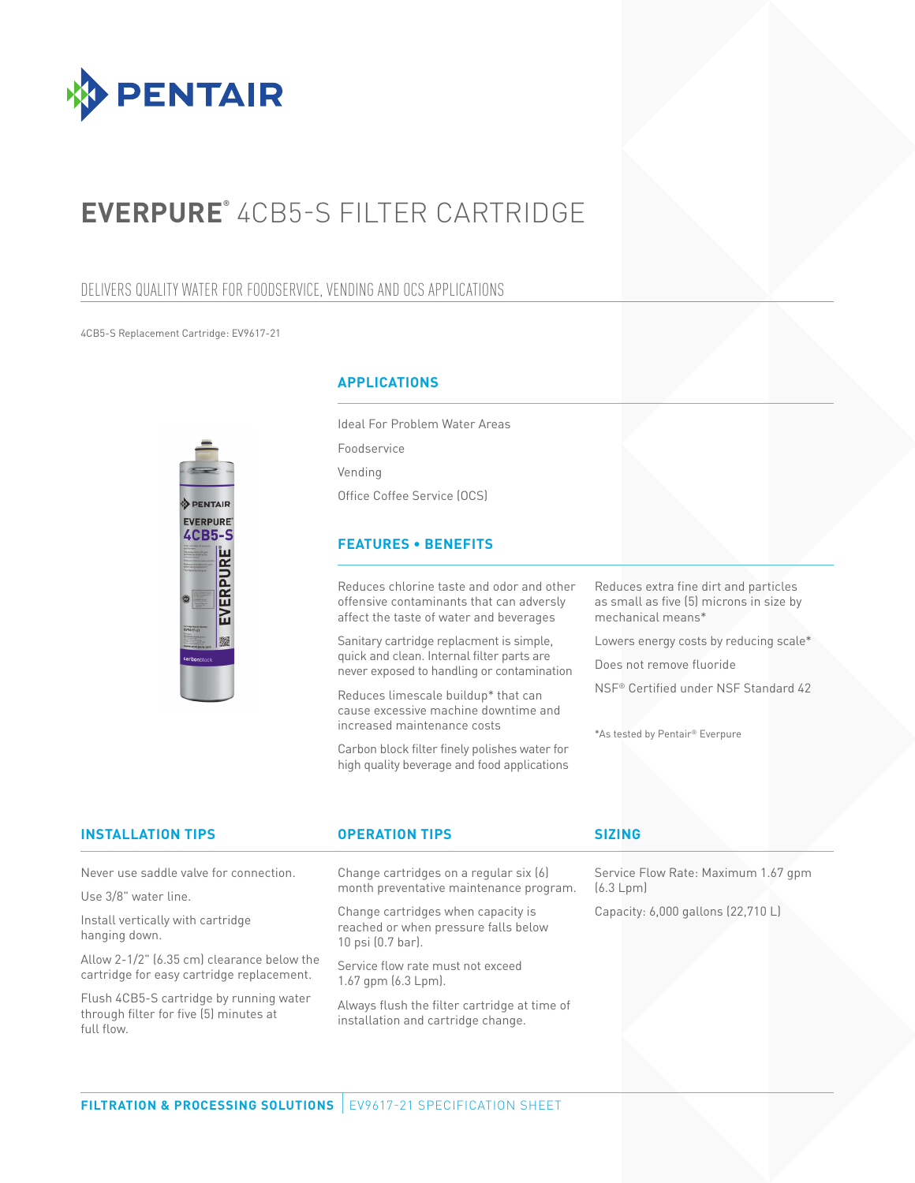# EVERPURE® 4CB5-S FILTER CARTRIDGE

## DELIVERS QUALITY WATER FOR FOODSERVICE, VENDING AND OCS APPLICATIONS

4CB5-S Replacement Cartridge: EV9617-21

### APPLICATIONS

Ideal For Problem Water Areas

Foodservice

Vending

Office Coffee Service (OCS)

### FEATURES • BENEFITS

Reduces chlorine taste and odor and other offensive contaminants that can adversly affect the taste of water and beverages

Sanitary cartridge replacment is simple, quick and clean. Internal filter parts are never exposed to handling or contamination

Reduces limescale buildup* that can cause excessive machine downtime and increased maintenance costs

Carbon block filter finely polishes water for high quality beverage and food applications

Reduces extra fine dirt and particles as small as five (5) microns in size by mechanical means*

Lowers energy costs by reducing scale*

Does not remove fluoride

NSF® Certified under NSF Standard 42

*As tested by Pentair® Everpure

### INSTALLATION TIPS

Never use saddle valve for connection.

Use 3/8" water line.

Install vertically with cartridge hanging down.

Allow 2-1/2" (6.35 cm) clearance below the cartridge for easy cartridge replacement.

Flush 4CB5-S cartridge by running water through filter for five (5) minutes at full flow.

### OPERATION TIPS

Change cartridges on a regular six (6) month preventative maintenance program.

Change cartridges when capacity is reached or when pressure falls below 10 psi (0.7 bar).

Service flow rate must not exceed 1.67 gpm (6.3 Lpm).

Always flush the filter cartridge at time of installation and cartridge change.

### SIZING

Service Flow Rate: Maximum 1.67 gpm (6.3 Lpm)

Capacity: 6,000 gallons (22,710 L)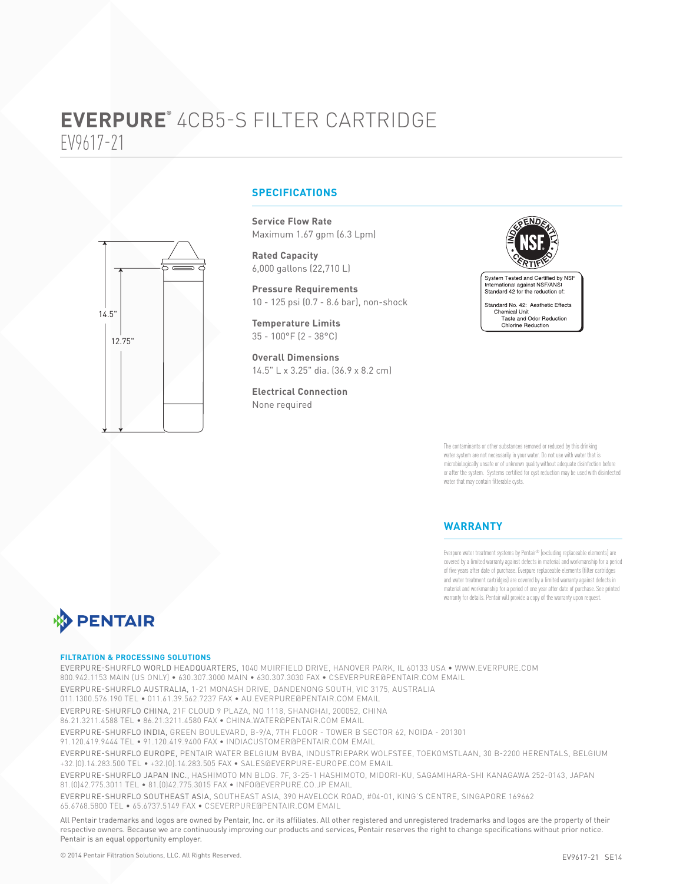# **EVERPURE**® 4CB5-S FILTER CARTRIDGE

EV9617-21

14.5"

12.75"

## SPECIFICATIONS

**Service Flow Rate**
Maximum 1.67 gpm (6.3 Lpm)

**Rated Capacity**
6,000 gallons (22,710 L)

**Pressure Requirements**
10 - 125 psi (0.7 - 8.6 bar), non-shock

**Temperature Limits**
35 - 100°F (2 - 38°C)

**Overall Dimensions**
14.5" L x 3.25" dia. (36.9 x 8.2 cm)

**Electrical Connection**
None required

INDEPENDENTLY NSF CERTIFIED

System Tested and Certified by NSF International against NSF/ANSI Standard 42 for the reduction of:

Standard No. 42: Aesthetic Effects
Chemical Unit
Taste and Odor Reduction
Chlorine Reduction

The contaminants or other substances removed or reduced by this drinking water system are not necessarily in your water. Do not use with water that is microbiologically unsafe or of unknown quality without adequate disinfection before or after the system. Systems certified for cyst reduction may be used with disinfected water that may contain filterable cysts.

## WARRANTY

Everpure water treatment systems by Pentair® (excluding replaceable elements) are covered by a limited warranty against defects in material and workmanship for a period of five years after date of purchase. Everpure replaceable elements (filter cartridges and water treatment cartridges) are covered by a limited warranty against defects in material and workmanship for a period of one year after date of purchase. See printed warranty for details. Pentair will provide a copy of the warranty upon request.

PENTAIR

**FILTRATION & PROCESSING SOLUTIONS**

EVERPURE-SHURFLO WORLD HEADQUARTERS, 1040 MUIRFIELD DRIVE, HANOVER PARK, IL 60133 USA • WWW.EVERPURE.COM
800.942.1153 MAIN (US ONLY) • 630.307.3000 MAIN • 630.307.3030 FAX • CSEVERPURE@PENTAIR.COM EMAIL

EVERPURE-SHURFLO AUSTRALIA, 1-21 MONASH DRIVE, DANDENONG SOUTH, VIC 3175, AUSTRALIA
011.1300.576.190 TEL • 011.61.39.562.7237 FAX • AU.EVERPURE@PENTAIR.COM EMAIL

EVERPURE-SHURFLO CHINA, 21F CLOUD 9 PLAZA, NO 1118, SHANGHAI, 200052, CHINA
86.21.3211.4588 TEL • 86.21.3211.4580 FAX • CHINA.WATER@PENTAIR.COM EMAIL

EVERPURE-SHURFLO INDIA, GREEN BOULEVARD, B-9/A, 7TH FLOOR - TOWER B SECTOR 62, NOIDA - 201301
91.120.419.9444 TEL • 91.120.419.9400 FAX • INDIACUSTOMER@PENTAIR.COM EMAIL

EVERPURE-SHURFLO EUROPE, PENTAIR WATER BELGIUM BVBA, INDUSTRIEPARK WOLFSTEE, TOEKOMSTLAAN, 30 B-2200 HERENTALS, BELGIUM
+32.(0).14.283.500 TEL • +32.(0).14.283.505 FAX • SALES@EVERPURE-EUROPE.COM EMAIL

EVERPURE-SHURFLO JAPAN INC., HASHIMOTO MN BLDG. 7F, 3-25-1 HASHIMOTO, MIDORI-KU, SAGAMIHARA-SHI KANAGAWA 252-0143, JAPAN
81.(0)42.775.3011 TEL • 81.(0)42.775.3015 FAX • INFO@EVERPURE.CO.JP EMAIL

EVERPURE-SHURFLO SOUTHEAST ASIA, SOUTHEAST ASIA, 390 HAVELOCK ROAD, #04-01, KING'S CENTRE, SINGAPORE 169662
65.6768.5800 TEL • 65.6737.5149 FAX • CSEVERPURE@PENTAIR.COM EMAIL

All Pentair trademarks and logos are owned by Pentair, Inc. or its affiliates. All other registered and unregistered trademarks and logos are the property of their respective owners. Because we are continuously improving our products and services, Pentair reserves the right to change specifications without prior notice. Pentair is an equal opportunity employer.

© 2014 Pentair Filtration Solutions, LLC. All Rights Reserved.

EV9617-21 SE14